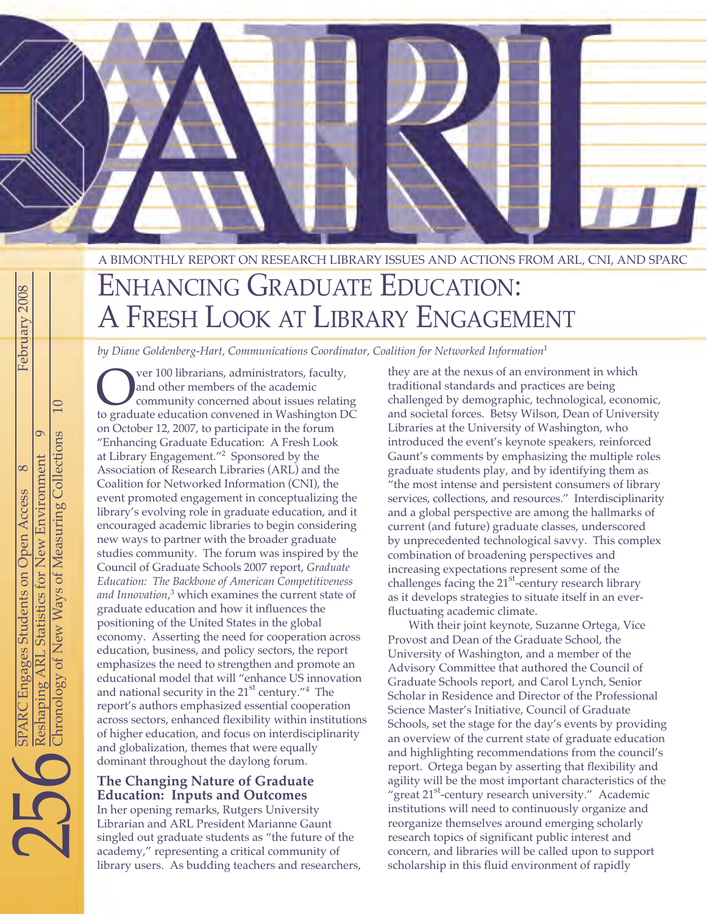A BIMONTHLY REPORT ON RESEARCH LIBRARY ISSUES AND ACTIONS FROM ARL, CNI, AND SPARC

256 — February 2008

- SPARC Engages Students on Open Access 8
- Reshaping ARL Statistics for New Environment 9
- Chronology of New Ways of Measuring Collections 10

# Enhancing Graduate Education: A Fresh Look at Library Engagement

*by Diane Goldenberg-Hart, Communications Coordinator, Coalition for Networked Information*[1]

Over 100 librarians, administrators, faculty, and other members of the academic community concerned about issues relating to graduate education convened in Washington DC on October 12, 2007, to participate in the forum "Enhancing Graduate Education: A Fresh Look at Library Engagement."[2] Sponsored by the Association of Research Libraries (ARL) and the Coalition for Networked Information (CNI), the event promoted engagement in conceptualizing the library's evolving role in graduate education, and it encouraged academic libraries to begin considering new ways to partner with the broader graduate studies community. The forum was inspired by the Council of Graduate Schools 2007 report, *Graduate Education: The Backbone of American Competitiveness and Innovation*,[3] which examines the current state of graduate education and how it influences the positioning of the United States in the global economy. Asserting the need for cooperation across education, business, and policy sectors, the report emphasizes the need to strengthen and promote an educational model that will "enhance US innovation and national security in the 21st century."[4] The report's authors emphasized essential cooperation across sectors, enhanced flexibility within institutions of higher education, and focus on interdisciplinarity and globalization, themes that were equally dominant throughout the daylong forum.

## The Changing Nature of Graduate Education: Inputs and Outcomes

In her opening remarks, Rutgers University Librarian and ARL President Marianne Gaunt singled out graduate students as "the future of the academy," representing a critical community of library users. As budding teachers and researchers, they are at the nexus of an environment in which traditional standards and practices are being challenged by demographic, technological, economic, and societal forces. Betsy Wilson, Dean of University Libraries at the University of Washington, who introduced the event's keynote speakers, reinforced Gaunt's comments by emphasizing the multiple roles graduate students play, and by identifying them as "the most intense and persistent consumers of library services, collections, and resources." Interdisciplinarity and a global perspective are among the hallmarks of current (and future) graduate classes, underscored by unprecedented technological savvy. This complex combination of broadening perspectives and increasing expectations represent some of the challenges facing the 21st-century research library as it develops strategies to situate itself in an ever-fluctuating academic climate.

With their joint keynote, Suzanne Ortega, Vice Provost and Dean of the Graduate School, the University of Washington, and a member of the Advisory Committee that authored the Council of Graduate Schools report, and Carol Lynch, Senior Scholar in Residence and Director of the Professional Science Master's Initiative, Council of Graduate Schools, set the stage for the day's events by providing an overview of the current state of graduate education and highlighting recommendations from the council's report. Ortega began by asserting that flexibility and agility will be the most important characteristics of the "great 21st-century research university." Academic institutions will need to continuously organize and reorganize themselves around emerging scholarly research topics of significant public interest and concern, and libraries will be called upon to support scholarship in this fluid environment of rapidly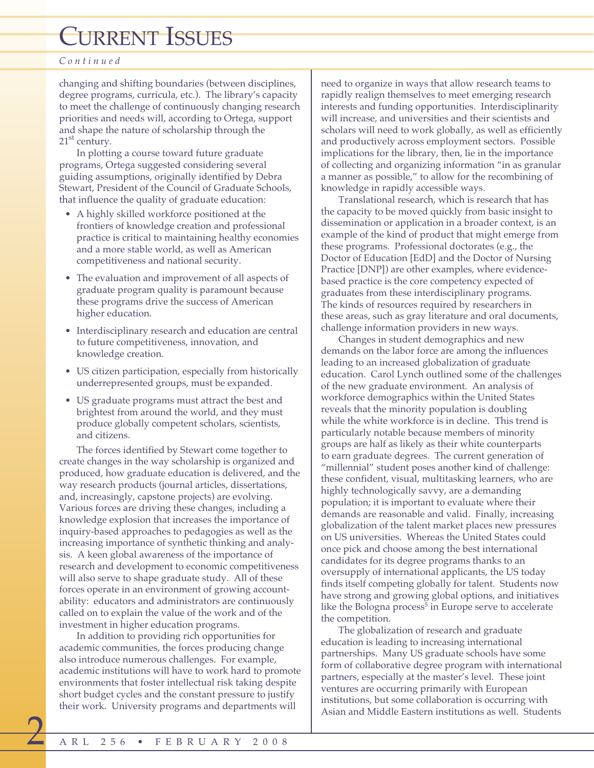# Current Issues

*Continued*

changing and shifting boundaries (between disciplines, degree programs, curricula, etc.). The library's capacity to meet the challenge of continuously changing research priorities and needs will, according to Ortega, support and shape the nature of scholarship through the 21st century.

In plotting a course toward future graduate programs, Ortega suggested considering several guiding assumptions, originally identified by Debra Stewart, President of the Council of Graduate Schools, that influence the quality of graduate education:

- A highly skilled workforce positioned at the frontiers of knowledge creation and professional practice is critical to maintaining healthy economies and a more stable world, as well as American competitiveness and national security.
- The evaluation and improvement of all aspects of graduate program quality is paramount because these programs drive the success of American higher education.
- Interdisciplinary research and education are central to future competitiveness, innovation, and knowledge creation.
- US citizen participation, especially from historically underrepresented groups, must be expanded.
- US graduate programs must attract the best and brightest from around the world, and they must produce globally competent scholars, scientists, and citizens.

The forces identified by Stewart come together to create changes in the way scholarship is organized and produced, how graduate education is delivered, and the way research products (journal articles, dissertations, and, increasingly, capstone projects) are evolving. Various forces are driving these changes, including a knowledge explosion that increases the importance of inquiry-based approaches to pedagogies as well as the increasing importance of synthetic thinking and analysis. A keen global awareness of the importance of research and development to economic competitiveness will also serve to shape graduate study. All of these forces operate in an environment of growing accountability: educators and administrators are continuously called on to explain the value of the work and of the investment in higher education programs.

In addition to providing rich opportunities for academic communities, the forces producing change also introduce numerous challenges. For example, academic institutions will have to work hard to promote environments that foster intellectual risk taking despite short budget cycles and the constant pressure to justify their work. University programs and departments will need to organize in ways that allow research teams to rapidly realign themselves to meet emerging research interests and funding opportunities. Interdisciplinarity will increase, and universities and their scientists and scholars will need to work globally, as well as efficiently and productively across employment sectors. Possible implications for the library, then, lie in the importance of collecting and organizing information "in as granular a manner as possible," to allow for the recombining of knowledge in rapidly accessible ways.

Translational research, which is research that has the capacity to be moved quickly from basic insight to dissemination or application in a broader context, is an example of the kind of product that might emerge from these programs. Professional doctorates (e.g., the Doctor of Education [EdD] and the Doctor of Nursing Practice [DNP]) are other examples, where evidence-based practice is the core competency expected of graduates from these interdisciplinary programs. The kinds of resources required by researchers in these areas, such as gray literature and oral documents, challenge information providers in new ways.

Changes in student demographics and new demands on the labor force are among the influences leading to an increased globalization of graduate education. Carol Lynch outlined some of the challenges of the new graduate environment. An analysis of workforce demographics within the United States reveals that the minority population is doubling while the white workforce is in decline. This trend is particularly notable because members of minority groups are half as likely as their white counterparts to earn graduate degrees. The current generation of "millennial" student poses another kind of challenge: these confident, visual, multitasking learners, who are highly technologically savvy, are a demanding population; it is important to evaluate where their demands are reasonable and valid. Finally, increasing globalization of the talent market places new pressures on US universities. Whereas the United States could once pick and choose among the best international candidates for its degree programs thanks to an oversupply of international applicants, the US today finds itself competing globally for talent. Students now have strong and growing global options, and initiatives like the Bologna process[5] in Europe serve to accelerate the competition.

The globalization of research and graduate education is leading to increasing international partnerships. Many US graduate schools have some form of collaborative degree program with international partners, especially at the master's level. These joint ventures are occurring primarily with European institutions, but some collaboration is occurring with Asian and Middle Eastern institutions as well. Students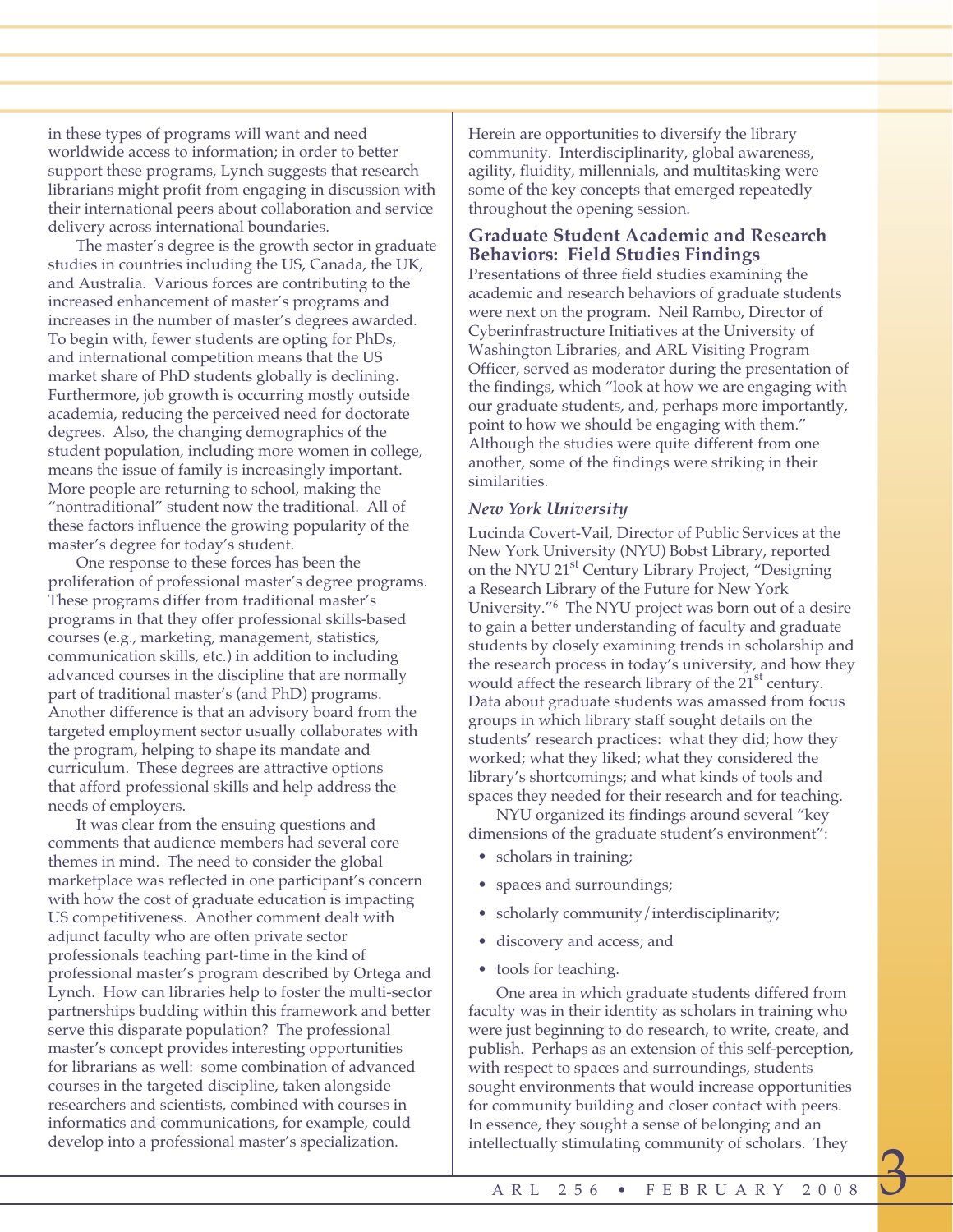in these types of programs will want and need worldwide access to information; in order to better support these programs, Lynch suggests that research librarians might profit from engaging in discussion with their international peers about collaboration and service delivery across international boundaries.

The master's degree is the growth sector in graduate studies in countries including the US, Canada, the UK, and Australia. Various forces are contributing to the increased enhancement of master's programs and increases in the number of master's degrees awarded. To begin with, fewer students are opting for PhDs, and international competition means that the US market share of PhD students globally is declining. Furthermore, job growth is occurring mostly outside academia, reducing the perceived need for doctorate degrees. Also, the changing demographics of the student population, including more women in college, means the issue of family is increasingly important. More people are returning to school, making the "nontraditional" student now the traditional. All of these factors influence the growing popularity of the master's degree for today's student.

One response to these forces has been the proliferation of professional master's degree programs. These programs differ from traditional master's programs in that they offer professional skills-based courses (e.g., marketing, management, statistics, communication skills, etc.) in addition to including advanced courses in the discipline that are normally part of traditional master's (and PhD) programs. Another difference is that an advisory board from the targeted employment sector usually collaborates with the program, helping to shape its mandate and curriculum. These degrees are attractive options that afford professional skills and help address the needs of employers.

It was clear from the ensuing questions and comments that audience members had several core themes in mind. The need to consider the global marketplace was reflected in one participant's concern with how the cost of graduate education is impacting US competitiveness. Another comment dealt with adjunct faculty who are often private sector professionals teaching part-time in the kind of professional master's program described by Ortega and Lynch. How can libraries help to foster the multi-sector partnerships budding within this framework and better serve this disparate population? The professional master's concept provides interesting opportunities for librarians as well: some combination of advanced courses in the targeted discipline, taken alongside researchers and scientists, combined with courses in informatics and communications, for example, could develop into a professional master's specialization. Herein are opportunities to diversify the library community. Interdisciplinarity, global awareness, agility, fluidity, millennials, and multitasking were some of the key concepts that emerged repeatedly throughout the opening session.

## Graduate Student Academic and Research Behaviors: Field Studies Findings

Presentations of three field studies examining the academic and research behaviors of graduate students were next on the program. Neil Rambo, Director of Cyberinfrastructure Initiatives at the University of Washington Libraries, and ARL Visiting Program Officer, served as moderator during the presentation of the findings, which "look at how we are engaging with our graduate students, and, perhaps more importantly, point to how we should be engaging with them." Although the studies were quite different from one another, some of the findings were striking in their similarities.

### *New York University*

Lucinda Covert-Vail, Director of Public Services at the New York University (NYU) Bobst Library, reported on the NYU 21st Century Library Project, "Designing a Research Library of the Future for New York University."[6] The NYU project was born out of a desire to gain a better understanding of faculty and graduate students by closely examining trends in scholarship and the research process in today's university, and how they would affect the research library of the 21st century. Data about graduate students was amassed from focus groups in which library staff sought details on the students' research practices: what they did; how they worked; what they liked; what they considered the library's shortcomings; and what kinds of tools and spaces they needed for their research and for teaching.

NYU organized its findings around several "key dimensions of the graduate student's environment":

- scholars in training;
- spaces and surroundings;
- scholarly community/interdisciplinarity;
- discovery and access; and
- tools for teaching.

One area in which graduate students differed from faculty was in their identity as scholars in training who were just beginning to do research, to write, create, and publish. Perhaps as an extension of this self-perception, with respect to spaces and surroundings, students sought environments that would increase opportunities for community building and closer contact with peers. In essence, they sought a sense of belonging and an intellectually stimulating community of scholars. They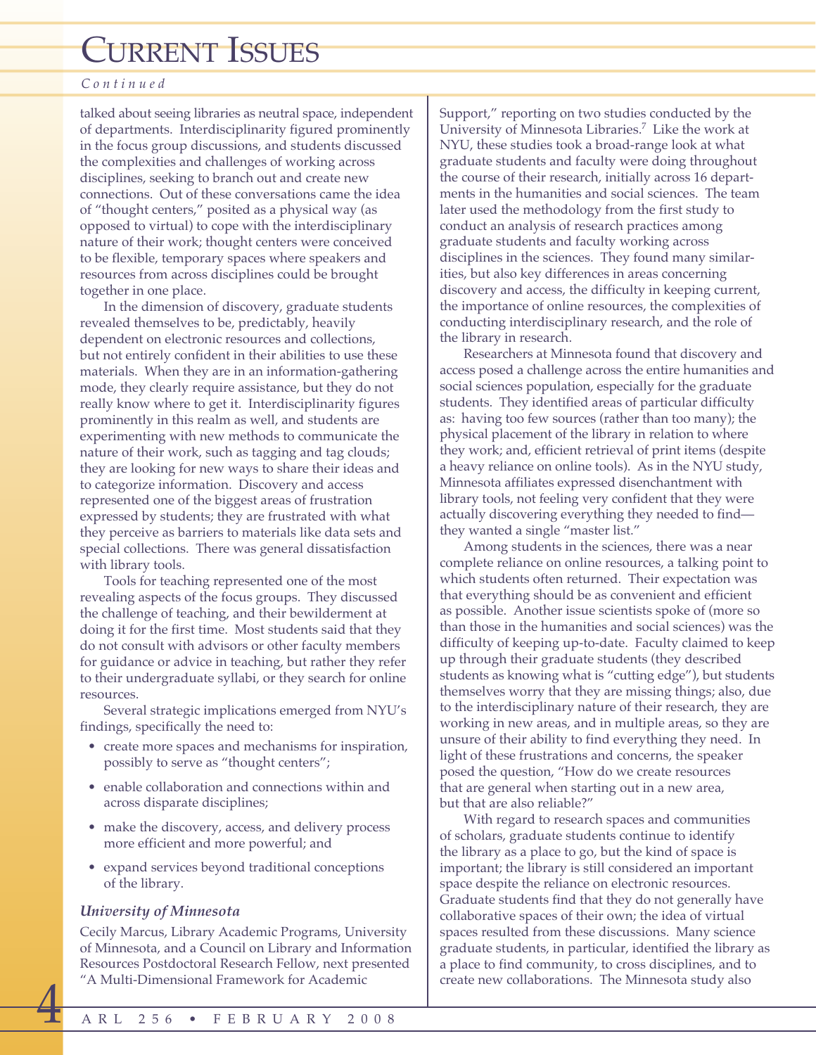talked about seeing libraries as neutral space, independent of departments. Interdisciplinarity figured prominently in the focus group discussions, and students discussed the complexities and challenges of working across disciplines, seeking to branch out and create new connections. Out of these conversations came the idea of "thought centers," posited as a physical way (as opposed to virtual) to cope with the interdisciplinary nature of their work; thought centers were conceived to be flexible, temporary spaces where speakers and resources from across disciplines could be brought together in one place.

In the dimension of discovery, graduate students revealed themselves to be, predictably, heavily dependent on electronic resources and collections, but not entirely confident in their abilities to use these materials. When they are in an information-gathering mode, they clearly require assistance, but they do not really know where to get it. Interdisciplinarity figures prominently in this realm as well, and students are experimenting with new methods to communicate the nature of their work, such as tagging and tag clouds; they are looking for new ways to share their ideas and to categorize information. Discovery and access represented one of the biggest areas of frustration expressed by students; they are frustrated with what they perceive as barriers to materials like data sets and special collections. There was general dissatisfaction with library tools.

Tools for teaching represented one of the most revealing aspects of the focus groups. They discussed the challenge of teaching, and their bewilderment at doing it for the first time. Most students said that they do not consult with advisors or other faculty members for guidance or advice in teaching, but rather they refer to their undergraduate syllabi, or they search for online resources.

Several strategic implications emerged from NYU's findings, specifically the need to:

- create more spaces and mechanisms for inspiration, possibly to serve as "thought centers";
- enable collaboration and connections within and across disparate disciplines;
- make the discovery, access, and delivery process more efficient and more powerful; and
- expand services beyond traditional conceptions of the library.

### *University of Minnesota*

Cecily Marcus, Library Academic Programs, University of Minnesota, and a Council on Library and Information Resources Postdoctoral Research Fellow, next presented "A Multi-Dimensional Framework for Academic Support," reporting on two studies conducted by the University of Minnesota Libraries.[7] Like the work at NYU, these studies took a broad-range look at what graduate students and faculty were doing throughout the course of their research, initially across 16 departments in the humanities and social sciences. The team later used the methodology from the first study to conduct an analysis of research practices among graduate students and faculty working across disciplines in the sciences. They found many similarities, but also key differences in areas concerning discovery and access, the difficulty in keeping current, the importance of online resources, the complexities of conducting interdisciplinary research, and the role of the library in research.

Researchers at Minnesota found that discovery and access posed a challenge across the entire humanities and social sciences population, especially for the graduate students. They identified areas of particular difficulty as: having too few sources (rather than too many); the physical placement of the library in relation to where they work; and, efficient retrieval of print items (despite a heavy reliance on online tools). As in the NYU study, Minnesota affiliates expressed disenchantment with library tools, not feeling very confident that they were actually discovering everything they needed to find—they wanted a single "master list."

Among students in the sciences, there was a near complete reliance on online resources, a talking point to which students often returned. Their expectation was that everything should be as convenient and efficient as possible. Another issue scientists spoke of (more so than those in the humanities and social sciences) was the difficulty of keeping up-to-date. Faculty claimed to keep up through their graduate students (they described students as knowing what is "cutting edge"), but students themselves worry that they are missing things; also, due to the interdisciplinary nature of their research, they are working in new areas, and in multiple areas, so they are unsure of their ability to find everything they need. In light of these frustrations and concerns, the speaker posed the question, "How do we create resources that are general when starting out in a new area, but that are also reliable?"

With regard to research spaces and communities of scholars, graduate students continue to identify the library as a place to go, but the kind of space is important; the library is still considered an important space despite the reliance on electronic resources. Graduate students find that they do not generally have collaborative spaces of their own; the idea of virtual spaces resulted from these discussions. Many science graduate students, in particular, identified the library as a place to find community, to cross disciplines, and to create new collaborations. The Minnesota study also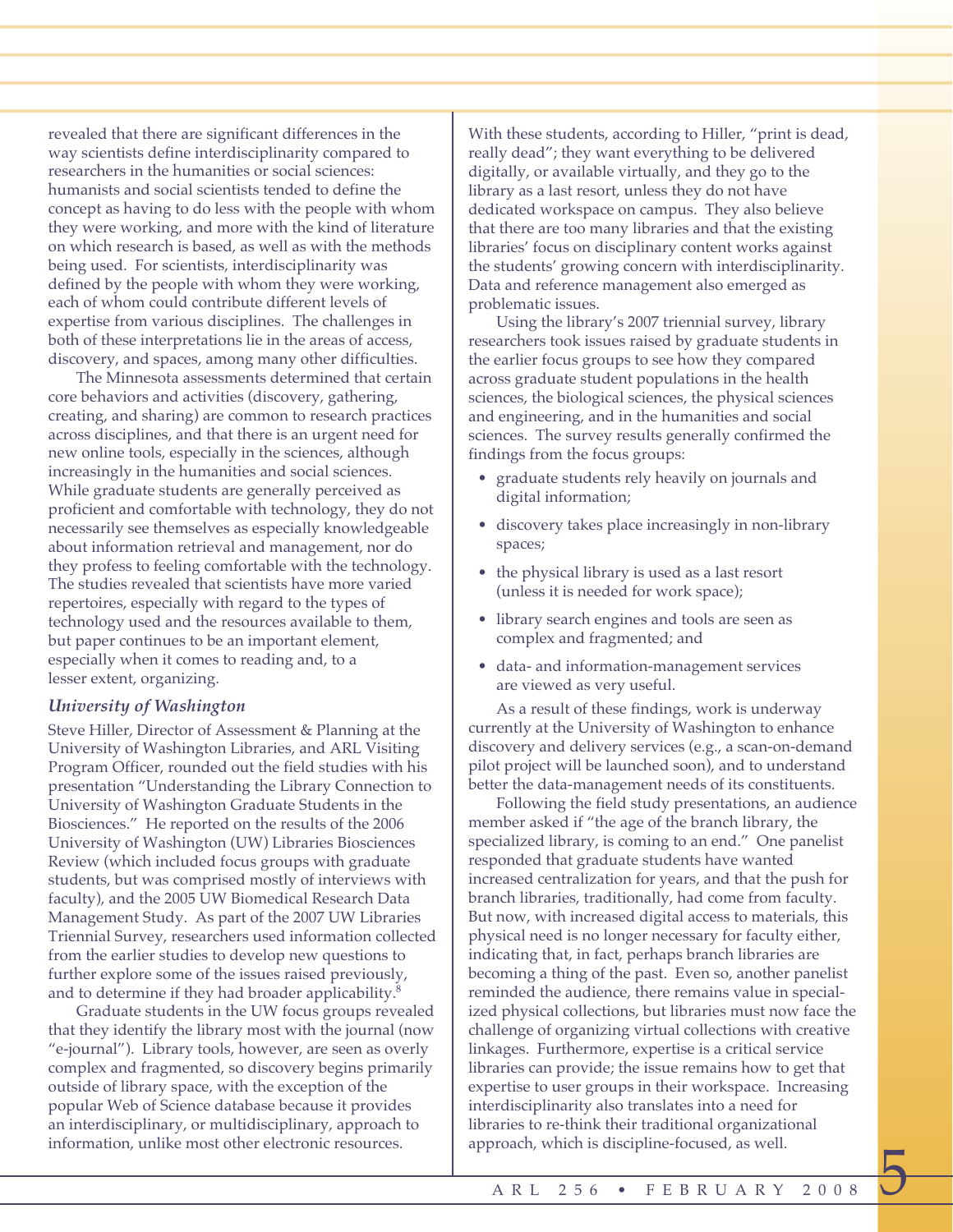revealed that there are significant differences in the way scientists define interdisciplinarity compared to researchers in the humanities or social sciences: humanists and social scientists tended to define the concept as having to do less with the people with whom they were working, and more with the kind of literature on which research is based, as well as with the methods being used. For scientists, interdisciplinarity was defined by the people with whom they were working, each of whom could contribute different levels of expertise from various disciplines. The challenges in both of these interpretations lie in the areas of access, discovery, and spaces, among many other difficulties.

The Minnesota assessments determined that certain core behaviors and activities (discovery, gathering, creating, and sharing) are common to research practices across disciplines, and that there is an urgent need for new online tools, especially in the sciences, although increasingly in the humanities and social sciences. While graduate students are generally perceived as proficient and comfortable with technology, they do not necessarily see themselves as especially knowledgeable about information retrieval and management, nor do they profess to feeling comfortable with the technology. The studies revealed that scientists have more varied repertoires, especially with regard to the types of technology used and the resources available to them, but paper continues to be an important element, especially when it comes to reading and, to a lesser extent, organizing.

### *University of Washington*

Steve Hiller, Director of Assessment & Planning at the University of Washington Libraries, and ARL Visiting Program Officer, rounded out the field studies with his presentation "Understanding the Library Connection to University of Washington Graduate Students in the Biosciences." He reported on the results of the 2006 University of Washington (UW) Libraries Biosciences Review (which included focus groups with graduate students, but was comprised mostly of interviews with faculty), and the 2005 UW Biomedical Research Data Management Study. As part of the 2007 UW Libraries Triennial Survey, researchers used information collected from the earlier studies to develop new questions to further explore some of the issues raised previously, and to determine if they had broader applicability.[8]

Graduate students in the UW focus groups revealed that they identify the library most with the journal (now "e-journal"). Library tools, however, are seen as overly complex and fragmented, so discovery begins primarily outside of library space, with the exception of the popular Web of Science database because it provides an interdisciplinary, or multidisciplinary, approach to information, unlike most other electronic resources. With these students, according to Hiller, "print is dead, really dead"; they want everything to be delivered digitally, or available virtually, and they go to the library as a last resort, unless they do not have dedicated workspace on campus. They also believe that there are too many libraries and that the existing libraries' focus on disciplinary content works against the students' growing concern with interdisciplinarity. Data and reference management also emerged as problematic issues.

Using the library's 2007 triennial survey, library researchers took issues raised by graduate students in the earlier focus groups to see how they compared across graduate student populations in the health sciences, the biological sciences, the physical sciences and engineering, and in the humanities and social sciences. The survey results generally confirmed the findings from the focus groups:

- graduate students rely heavily on journals and digital information;
- discovery takes place increasingly in non-library spaces;
- the physical library is used as a last resort (unless it is needed for work space);
- library search engines and tools are seen as complex and fragmented; and
- data- and information-management services are viewed as very useful.

As a result of these findings, work is underway currently at the University of Washington to enhance discovery and delivery services (e.g., a scan-on-demand pilot project will be launched soon), and to understand better the data-management needs of its constituents.

Following the field study presentations, an audience member asked if "the age of the branch library, the specialized library, is coming to an end." One panelist responded that graduate students have wanted increased centralization for years, and that the push for branch libraries, traditionally, had come from faculty. But now, with increased digital access to materials, this physical need is no longer necessary for faculty either, indicating that, in fact, perhaps branch libraries are becoming a thing of the past. Even so, another panelist reminded the audience, there remains value in specialized physical collections, but libraries must now face the challenge of organizing virtual collections with creative linkages. Furthermore, expertise is a critical service libraries can provide; the issue remains how to get that expertise to user groups in their workspace. Increasing interdisciplinarity also translates into a need for libraries to re-think their traditional organizational approach, which is discipline-focused, as well.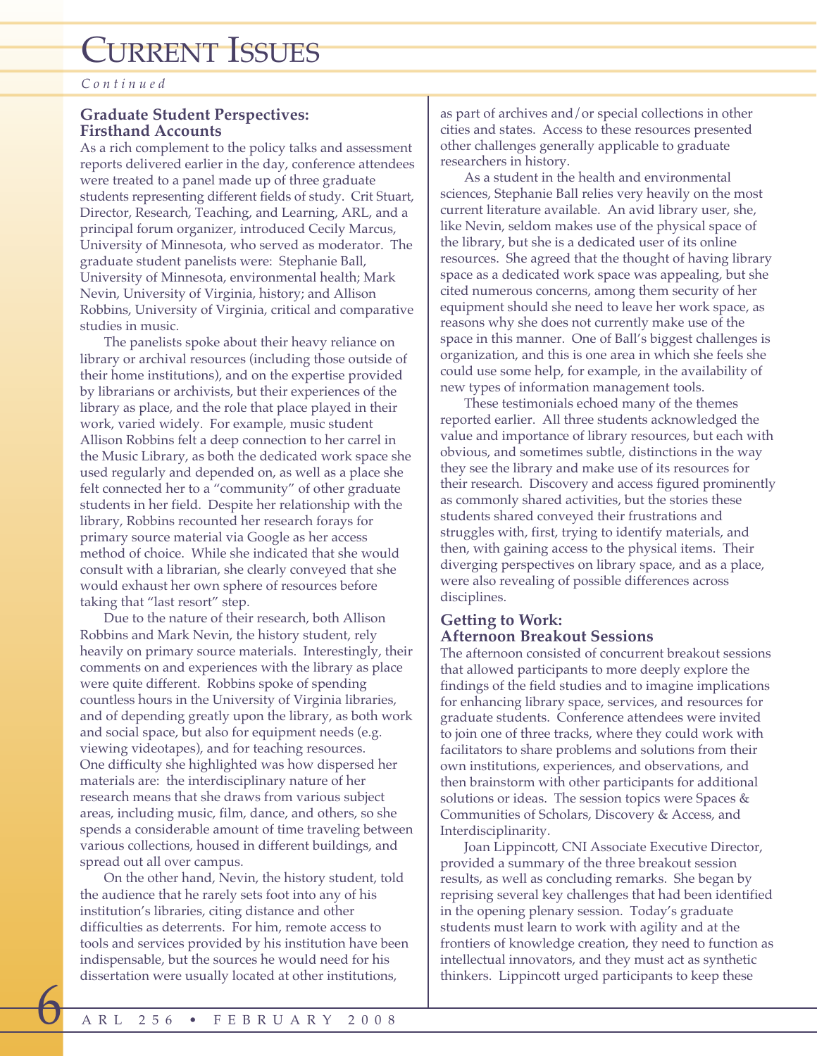*Continued*

## Graduate Student Perspectives: Firsthand Accounts

As a rich complement to the policy talks and assessment reports delivered earlier in the day, conference attendees were treated to a panel made up of three graduate students representing different fields of study. Crit Stuart, Director, Research, Teaching, and Learning, ARL, and a principal forum organizer, introduced Cecily Marcus, University of Minnesota, who served as moderator. The graduate student panelists were: Stephanie Ball, University of Minnesota, environmental health; Mark Nevin, University of Virginia, history; and Allison Robbins, University of Virginia, critical and comparative studies in music.

The panelists spoke about their heavy reliance on library or archival resources (including those outside of their home institutions), and on the expertise provided by librarians or archivists, but their experiences of the library as place, and the role that place played in their work, varied widely. For example, music student Allison Robbins felt a deep connection to her carrel in the Music Library, as both the dedicated work space she used regularly and depended on, as well as a place she felt connected her to a "community" of other graduate students in her field. Despite her relationship with the library, Robbins recounted her research forays for primary source material via Google as her access method of choice. While she indicated that she would consult with a librarian, she clearly conveyed that she would exhaust her own sphere of resources before taking that "last resort" step.

Due to the nature of their research, both Allison Robbins and Mark Nevin, the history student, rely heavily on primary source materials. Interestingly, their comments on and experiences with the library as place were quite different. Robbins spoke of spending countless hours in the University of Virginia libraries, and of depending greatly upon the library, as both work and social space, but also for equipment needs (e.g. viewing videotapes), and for teaching resources. One difficulty she highlighted was how dispersed her materials are: the interdisciplinary nature of her research means that she draws from various subject areas, including music, film, dance, and others, so she spends a considerable amount of time traveling between various collections, housed in different buildings, and spread out all over campus.

On the other hand, Nevin, the history student, told the audience that he rarely sets foot into any of his institution's libraries, citing distance and other difficulties as deterrents. For him, remote access to tools and services provided by his institution have been indispensable, but the sources he would need for his dissertation were usually located at other institutions, as part of archives and/or special collections in other cities and states. Access to these resources presented other challenges generally applicable to graduate researchers in history.

As a student in the health and environmental sciences, Stephanie Ball relies very heavily on the most current literature available. An avid library user, she, like Nevin, seldom makes use of the physical space of the library, but she is a dedicated user of its online resources. She agreed that the thought of having library space as a dedicated work space was appealing, but she cited numerous concerns, among them security of her equipment should she need to leave her work space, as reasons why she does not currently make use of the space in this manner. One of Ball's biggest challenges is organization, and this is one area in which she feels she could use some help, for example, in the availability of new types of information management tools.

These testimonials echoed many of the themes reported earlier. All three students acknowledged the value and importance of library resources, but each with obvious, and sometimes subtle, distinctions in the way they see the library and make use of its resources for their research. Discovery and access figured prominently as commonly shared activities, but the stories these students shared conveyed their frustrations and struggles with, first, trying to identify materials, and then, with gaining access to the physical items. Their diverging perspectives on library space, and as a place, were also revealing of possible differences across disciplines.

## Getting to Work: Afternoon Breakout Sessions

The afternoon consisted of concurrent breakout sessions that allowed participants to more deeply explore the findings of the field studies and to imagine implications for enhancing library space, services, and resources for graduate students. Conference attendees were invited to join one of three tracks, where they could work with facilitators to share problems and solutions from their own institutions, experiences, and observations, and then brainstorm with other participants for additional solutions or ideas. The session topics were Spaces & Communities of Scholars, Discovery & Access, and Interdisciplinarity.

Joan Lippincott, CNI Associate Executive Director, provided a summary of the three breakout session results, as well as concluding remarks. She began by reprising several key challenges that had been identified in the opening plenary session. Today's graduate students must learn to work with agility and at the frontiers of knowledge creation, they need to function as intellectual innovators, and they must act as synthetic thinkers. Lippincott urged participants to keep these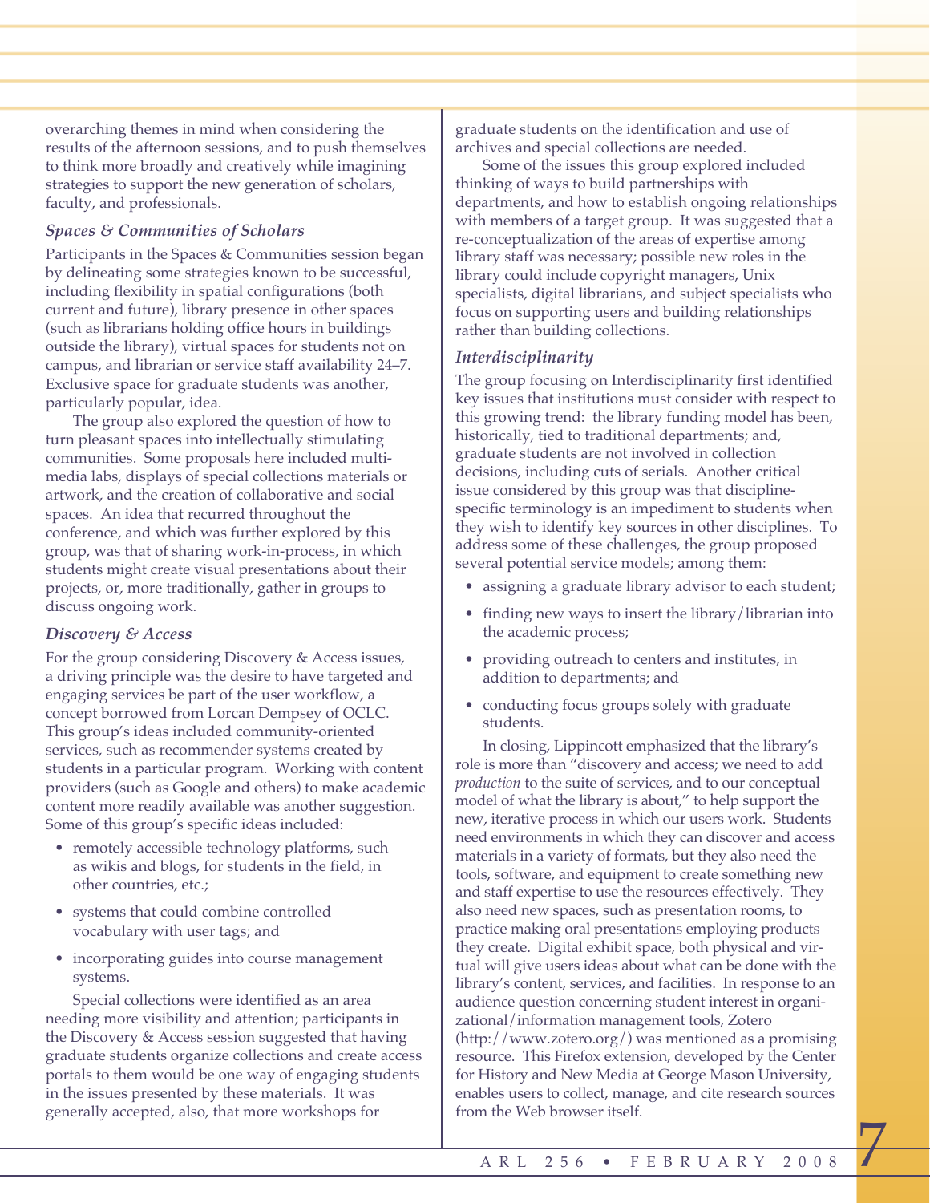overarching themes in mind when considering the results of the afternoon sessions, and to push themselves to think more broadly and creatively while imagining strategies to support the new generation of scholars, faculty, and professionals.

### *Spaces & Communities of Scholars*

Participants in the Spaces & Communities session began by delineating some strategies known to be successful, including flexibility in spatial configurations (both current and future), library presence in other spaces (such as librarians holding office hours in buildings outside the library), virtual spaces for students not on campus, and librarian or service staff availability 24–7. Exclusive space for graduate students was another, particularly popular, idea.

The group also explored the question of how to turn pleasant spaces into intellectually stimulating communities. Some proposals here included multimedia labs, displays of special collections materials or artwork, and the creation of collaborative and social spaces. An idea that recurred throughout the conference, and which was further explored by this group, was that of sharing work-in-process, in which students might create visual presentations about their projects, or, more traditionally, gather in groups to discuss ongoing work.

### *Discovery & Access*

For the group considering Discovery & Access issues, a driving principle was the desire to have targeted and engaging services be part of the user workflow, a concept borrowed from Lorcan Dempsey of OCLC. This group's ideas included community-oriented services, such as recommender systems created by students in a particular program. Working with content providers (such as Google and others) to make academic content more readily available was another suggestion. Some of this group's specific ideas included:

- remotely accessible technology platforms, such as wikis and blogs, for students in the field, in other countries, etc.;
- systems that could combine controlled vocabulary with user tags; and
- incorporating guides into course management systems.

Special collections were identified as an area needing more visibility and attention; participants in the Discovery & Access session suggested that having graduate students organize collections and create access portals to them would be one way of engaging students in the issues presented by these materials. It was generally accepted, also, that more workshops for graduate students on the identification and use of archives and special collections are needed.

Some of the issues this group explored included thinking of ways to build partnerships with departments, and how to establish ongoing relationships with members of a target group. It was suggested that a re-conceptualization of the areas of expertise among library staff was necessary; possible new roles in the library could include copyright managers, Unix specialists, digital librarians, and subject specialists who focus on supporting users and building relationships rather than building collections.

### *Interdisciplinarity*

The group focusing on Interdisciplinarity first identified key issues that institutions must consider with respect to this growing trend: the library funding model has been, historically, tied to traditional departments; and, graduate students are not involved in collection decisions, including cuts of serials. Another critical issue considered by this group was that discipline-specific terminology is an impediment to students when they wish to identify key sources in other disciplines. To address some of these challenges, the group proposed several potential service models; among them:

- assigning a graduate library advisor to each student;
- finding new ways to insert the library/librarian into the academic process;
- providing outreach to centers and institutes, in addition to departments; and
- conducting focus groups solely with graduate students.

In closing, Lippincott emphasized that the library's role is more than "discovery and access; we need to add *production* to the suite of services, and to our conceptual model of what the library is about," to help support the new, iterative process in which our users work. Students need environments in which they can discover and access materials in a variety of formats, but they also need the tools, software, and equipment to create something new and staff expertise to use the resources effectively. They also need new spaces, such as presentation rooms, to practice making oral presentations employing products they create. Digital exhibit space, both physical and virtual will give users ideas about what can be done with the library's content, services, and facilities. In response to an audience question concerning student interest in organizational/information management tools, Zotero (http://www.zotero.org/) was mentioned as a promising resource. This Firefox extension, developed by the Center for History and New Media at George Mason University, enables users to collect, manage, and cite research sources from the Web browser itself.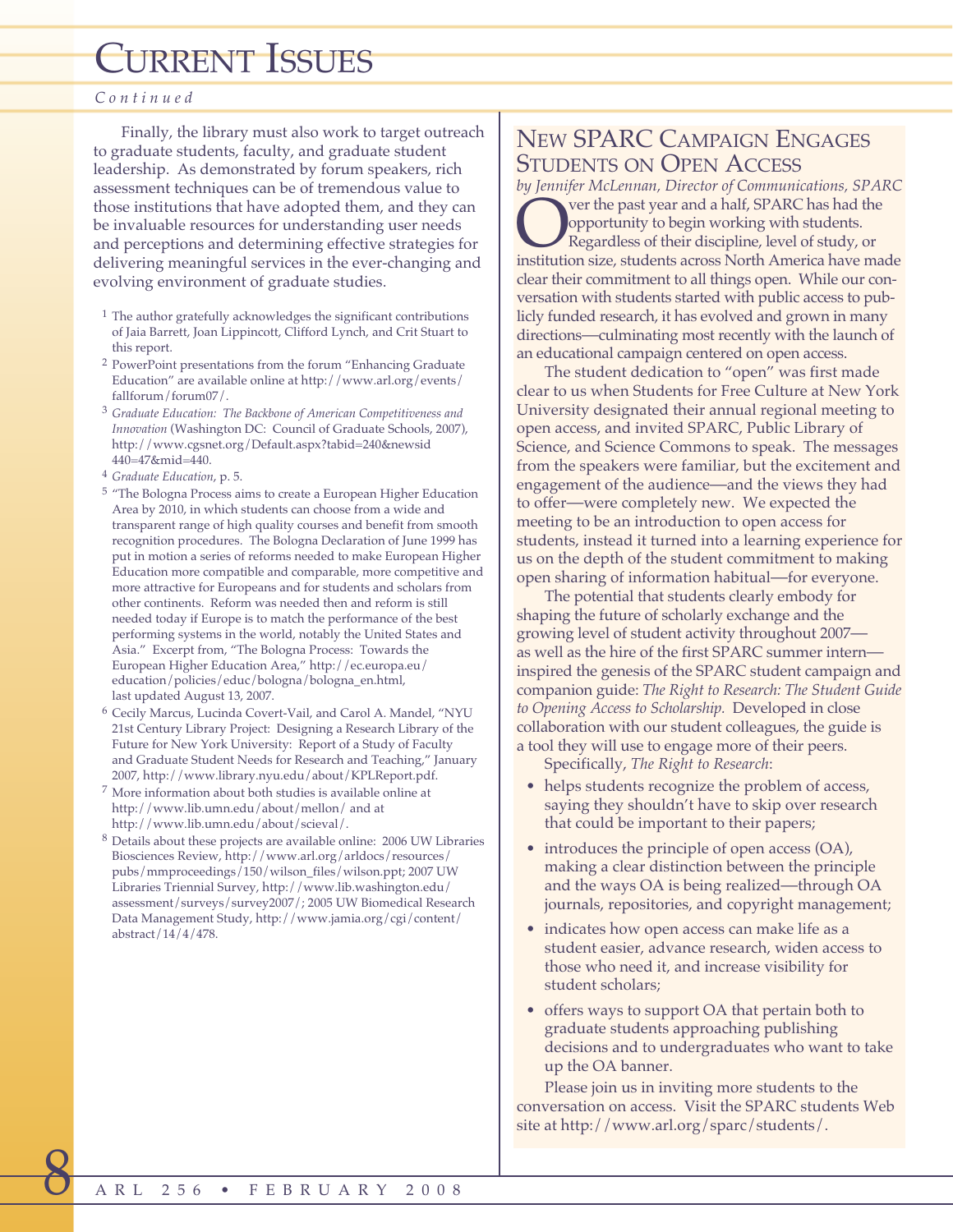# Current Issues

*Continued*

Finally, the library must also work to target outreach to graduate students, faculty, and graduate student leadership. As demonstrated by forum speakers, rich assessment techniques can be of tremendous value to those institutions that have adopted them, and they can be invaluable resources for understanding user needs and perceptions and determining effective strategies for delivering meaningful services in the ever-changing and evolving environment of graduate studies.

1 The author gratefully acknowledges the significant contributions of Jaia Barrett, Joan Lippincott, Clifford Lynch, and Crit Stuart to this report.

2 PowerPoint presentations from the forum "Enhancing Graduate Education" are available online at http://www.arl.org/events/fallforum/forum07/.

3 *Graduate Education: The Backbone of American Competitiveness and Innovation* (Washington DC: Council of Graduate Schools, 2007), http://www.cgsnet.org/Default.aspx?tabid=240&newsid440=47&mid=440.

4 *Graduate Education*, p. 5.

5 "The Bologna Process aims to create a European Higher Education Area by 2010, in which students can choose from a wide and transparent range of high quality courses and benefit from smooth recognition procedures. The Bologna Declaration of June 1999 has put in motion a series of reforms needed to make European Higher Education more compatible and comparable, more competitive and more attractive for Europeans and for students and scholars from other continents. Reform was needed then and reform is still needed today if Europe is to match the performance of the best performing systems in the world, notably the United States and Asia." Excerpt from, "The Bologna Process: Towards the European Higher Education Area," http://ec.europa.eu/education/policies/educ/bologna/bologna_en.html, last updated August 13, 2007.

6 Cecily Marcus, Lucinda Covert-Vail, and Carol A. Mandel, "NYU 21st Century Library Project: Designing a Research Library of the Future for New York University: Report of a Study of Faculty and Graduate Student Needs for Research and Teaching," January 2007, http://www.library.nyu.edu/about/KPLReport.pdf.

7 More information about both studies is available online at http://www.lib.umn.edu/about/mellon/ and at http://www.lib.umn.edu/about/scieval/.

8 Details about these projects are available online: 2006 UW Libraries Biosciences Review, http://www.arl.org/arldocs/resources/pubs/mmproceedings/150/wilson_files/wilson.ppt; 2007 UW Libraries Triennial Survey, http://www.lib.washington.edu/assessment/surveys/survey2007/; 2005 UW Biomedical Research Data Management Study, http://www.jamia.org/cgi/content/abstract/14/4/478.

## New SPARC Campaign Engages Students on Open Access

*by Jennifer McLennan, Director of Communications, SPARC*

Over the past year and a half, SPARC has had the opportunity to begin working with students. Regardless of their discipline, level of study, or institution size, students across North America have made clear their commitment to all things open. While our conversation with students started with public access to publicly funded research, it has evolved and grown in many directions—culminating most recently with the launch of an educational campaign centered on open access.

The student dedication to "open" was first made clear to us when Students for Free Culture at New York University designated their annual regional meeting to open access, and invited SPARC, Public Library of Science, and Science Commons to speak. The messages from the speakers were familiar, but the excitement and engagement of the audience—and the views they had to offer—were completely new. We expected the meeting to be an introduction to open access for students, instead it turned into a learning experience for us on the depth of the student commitment to making open sharing of information habitual—for everyone.

The potential that students clearly embody for shaping the future of scholarly exchange and the growing level of student activity throughout 2007—as well as the hire of the first SPARC summer intern—inspired the genesis of the SPARC student campaign and companion guide: *The Right to Research: The Student Guide to Opening Access to Scholarship.* Developed in close collaboration with our student colleagues, the guide is a tool they will use to engage more of their peers.

Specifically, *The Right to Research*:

- helps students recognize the problem of access, saying they shouldn't have to skip over research that could be important to their papers;
- introduces the principle of open access (OA), making a clear distinction between the principle and the ways OA is being realized—through OA journals, repositories, and copyright management;
- indicates how open access can make life as a student easier, advance research, widen access to those who need it, and increase visibility for student scholars;
- offers ways to support OA that pertain both to graduate students approaching publishing decisions and to undergraduates who want to take up the OA banner.

Please join us in inviting more students to the conversation on access. Visit the SPARC students Web site at http://www.arl.org/sparc/students/.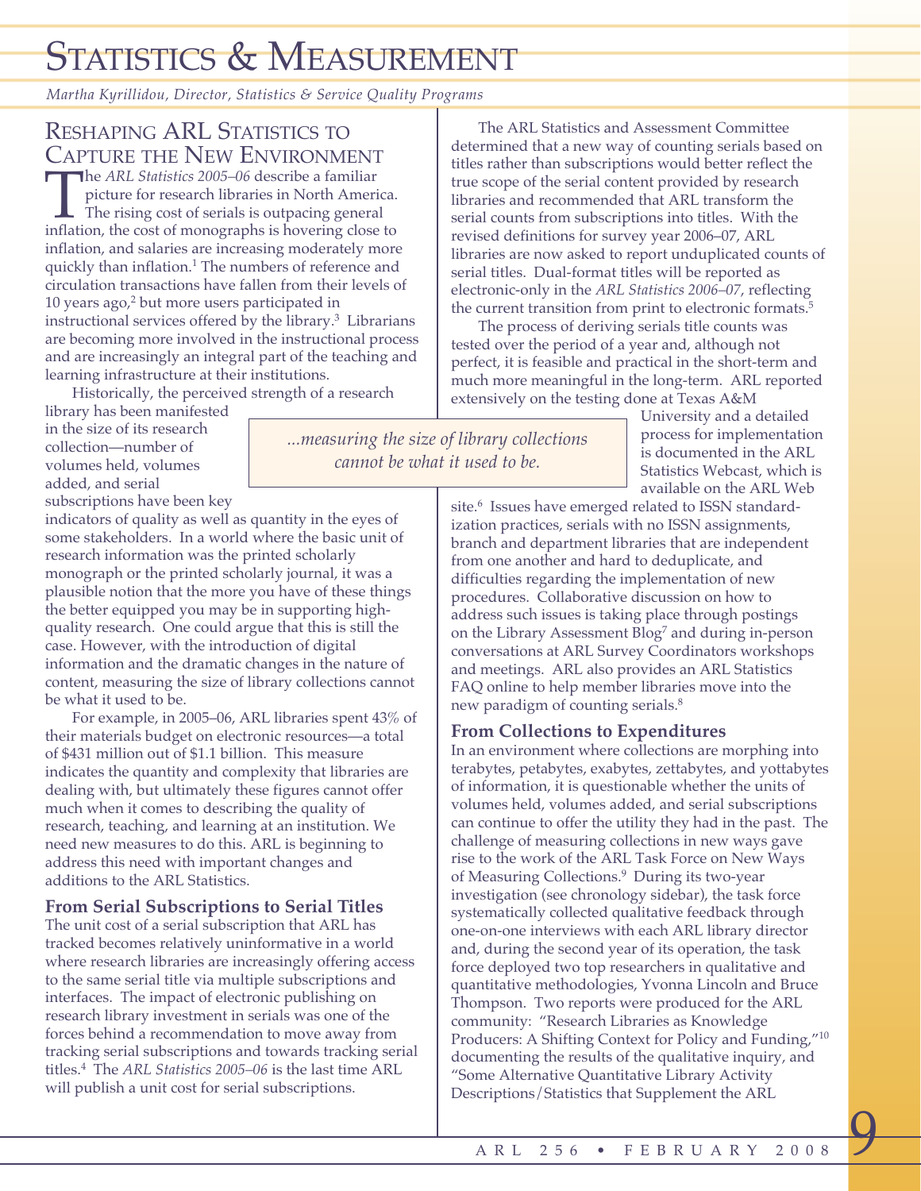# Statistics & Measurement

*Martha Kyrillidou, Director, Statistics & Service Quality Programs*

## Reshaping ARL Statistics to Capture the New Environment

The *ARL Statistics 2005–06* describe a familiar picture for research libraries in North America. The rising cost of serials is outpacing general inflation, the cost of monographs is hovering close to inflation, and salaries are increasing moderately more quickly than inflation.[1] The numbers of reference and circulation transactions have fallen from their levels of 10 years ago,[2] but more users participated in instructional services offered by the library.[3] Librarians are becoming more involved in the instructional process and are increasingly an integral part of the teaching and learning infrastructure at their institutions.

Historically, the perceived strength of a research library has been manifested in the size of its research collection—number of volumes held, volumes added, and serial subscriptions have been key indicators of quality as well as quantity in the eyes of some stakeholders. In a world where the basic unit of research information was the printed scholarly monograph or the printed scholarly journal, it was a plausible notion that the more you have of these things the better equipped you may be in supporting high-quality research. One could argue that this is still the case. However, with the introduction of digital information and the dramatic changes in the nature of content, measuring the size of library collections cannot be what it used to be.

> *...measuring the size of library collections cannot be what it used to be.*

For example, in 2005–06, ARL libraries spent 43% of their materials budget on electronic resources—a total of $431 million out of $1.1 billion. This measure indicates the quantity and complexity that libraries are dealing with, but ultimately these figures cannot offer much when it comes to describing the quality of research, teaching, and learning at an institution. We need new measures to do this. ARL is beginning to address this need with important changes and additions to the ARL Statistics.

### From Serial Subscriptions to Serial Titles

The unit cost of a serial subscription that ARL has tracked becomes relatively uninformative in a world where research libraries are increasingly offering access to the same serial title via multiple subscriptions and interfaces. The impact of electronic publishing on research library investment in serials was one of the forces behind a recommendation to move away from tracking serial subscriptions and towards tracking serial titles.[4] The *ARL Statistics 2005–06* is the last time ARL will publish a unit cost for serial subscriptions.

The ARL Statistics and Assessment Committee determined that a new way of counting serials based on titles rather than subscriptions would better reflect the true scope of the serial content provided by research libraries and recommended that ARL transform the serial counts from subscriptions into titles. With the revised definitions for survey year 2006–07, ARL libraries are now asked to report unduplicated counts of serial titles. Dual-format titles will be reported as electronic-only in the *ARL Statistics 2006–07*, reflecting the current transition from print to electronic formats.[5]

The process of deriving serials title counts was tested over the period of a year and, although not perfect, it is feasible and practical in the short-term and much more meaningful in the long-term. ARL reported extensively on the testing done at Texas A&M University and a detailed process for implementation is documented in the ARL Statistics Webcast, which is available on the ARL Web site.[6] Issues have emerged related to ISSN standardization practices, serials with no ISSN assignments, branch and department libraries that are independent from one another and hard to deduplicate, and difficulties regarding the implementation of new procedures. Collaborative discussion on how to address such issues is taking place through postings on the Library Assessment Blog[7] and during in-person conversations at ARL Survey Coordinators workshops and meetings. ARL also provides an ARL Statistics FAQ online to help member libraries move into the new paradigm of counting serials.[8]

### From Collections to Expenditures

In an environment where collections are morphing into terabytes, petabytes, exabytes, zettabytes, and yottabytes of information, it is questionable whether the units of volumes held, volumes added, and serial subscriptions can continue to offer the utility they had in the past. The challenge of measuring collections in new ways gave rise to the work of the ARL Task Force on New Ways of Measuring Collections.[9] During its two-year investigation (see chronology sidebar), the task force systematically collected qualitative feedback through one-on-one interviews with each ARL library director and, during the second year of its operation, the task force deployed two top researchers in qualitative and quantitative methodologies, Yvonna Lincoln and Bruce Thompson. Two reports were produced for the ARL community: "Research Libraries as Knowledge Producers: A Shifting Context for Policy and Funding,"[10] documenting the results of the qualitative inquiry, and "Some Alternative Quantitative Library Activity Descriptions/Statistics that Supplement the ARL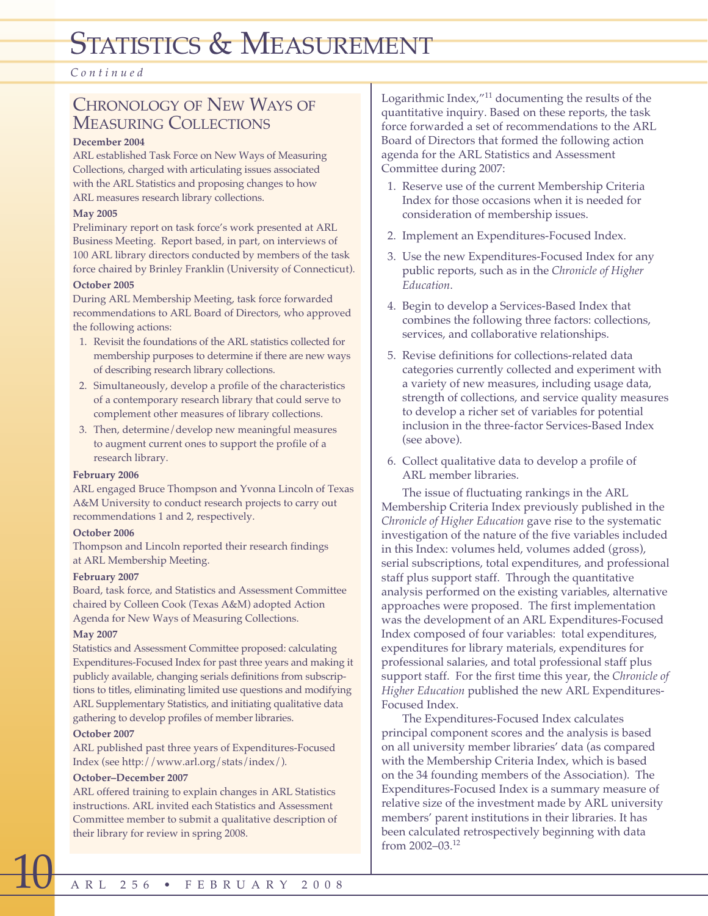# Statistics & Measurement

*Continued*

## Chronology of New Ways of Measuring Collections

**December 2004**

ARL established Task Force on New Ways of Measuring Collections, charged with articulating issues associated with the ARL Statistics and proposing changes to how ARL measures research library collections.

**May 2005**

Preliminary report on task force's work presented at ARL Business Meeting. Report based, in part, on interviews of 100 ARL library directors conducted by members of the task force chaired by Brinley Franklin (University of Connecticut).

**October 2005**

During ARL Membership Meeting, task force forwarded recommendations to ARL Board of Directors, who approved the following actions:

1. Revisit the foundations of the ARL statistics collected for membership purposes to determine if there are new ways of describing research library collections.
2. Simultaneously, develop a profile of the characteristics of a contemporary research library that could serve to complement other measures of library collections.
3. Then, determine/develop new meaningful measures to augment current ones to support the profile of a research library.

**February 2006**

ARL engaged Bruce Thompson and Yvonna Lincoln of Texas A&M University to conduct research projects to carry out recommendations 1 and 2, respectively.

**October 2006**

Thompson and Lincoln reported their research findings at ARL Membership Meeting.

**February 2007**

Board, task force, and Statistics and Assessment Committee chaired by Colleen Cook (Texas A&M) adopted Action Agenda for New Ways of Measuring Collections.

**May 2007**

Statistics and Assessment Committee proposed: calculating Expenditures-Focused Index for past three years and making it publicly available, changing serials definitions from subscriptions to titles, eliminating limited use questions and modifying ARL Supplementary Statistics, and initiating qualitative data gathering to develop profiles of member libraries.

**October 2007**

ARL published past three years of Expenditures-Focused Index (see http://www.arl.org/stats/index/).

**October–December 2007**

ARL offered training to explain changes in ARL Statistics instructions. ARL invited each Statistics and Assessment Committee member to submit a qualitative description of their library for review in spring 2008.

Logarithmic Index,"[11] documenting the results of the quantitative inquiry. Based on these reports, the task force forwarded a set of recommendations to the ARL Board of Directors that formed the following action agenda for the ARL Statistics and Assessment Committee during 2007:

1. Reserve use of the current Membership Criteria Index for those occasions when it is needed for consideration of membership issues.
2. Implement an Expenditures-Focused Index.
3. Use the new Expenditures-Focused Index for any public reports, such as in the *Chronicle of Higher Education*.
4. Begin to develop a Services-Based Index that combines the following three factors: collections, services, and collaborative relationships.
5. Revise definitions for collections-related data categories currently collected and experiment with a variety of new measures, including usage data, strength of collections, and service quality measures to develop a richer set of variables for potential inclusion in the three-factor Services-Based Index (see above).
6. Collect qualitative data to develop a profile of ARL member libraries.

The issue of fluctuating rankings in the ARL Membership Criteria Index previously published in the *Chronicle of Higher Education* gave rise to the systematic investigation of the nature of the five variables included in this Index: volumes held, volumes added (gross), serial subscriptions, total expenditures, and professional staff plus support staff. Through the quantitative analysis performed on the existing variables, alternative approaches were proposed. The first implementation was the development of an ARL Expenditures-Focused Index composed of four variables: total expenditures, expenditures for library materials, expenditures for professional salaries, and total professional staff plus support staff. For the first time this year, the *Chronicle of Higher Education* published the new ARL Expenditures-Focused Index.

The Expenditures-Focused Index calculates principal component scores and the analysis is based on all university member libraries' data (as compared with the Membership Criteria Index, which is based on the 34 founding members of the Association). The Expenditures-Focused Index is a summary measure of relative size of the investment made by ARL university members' parent institutions in their libraries. It has been calculated retrospectively beginning with data from 2002–03.[12]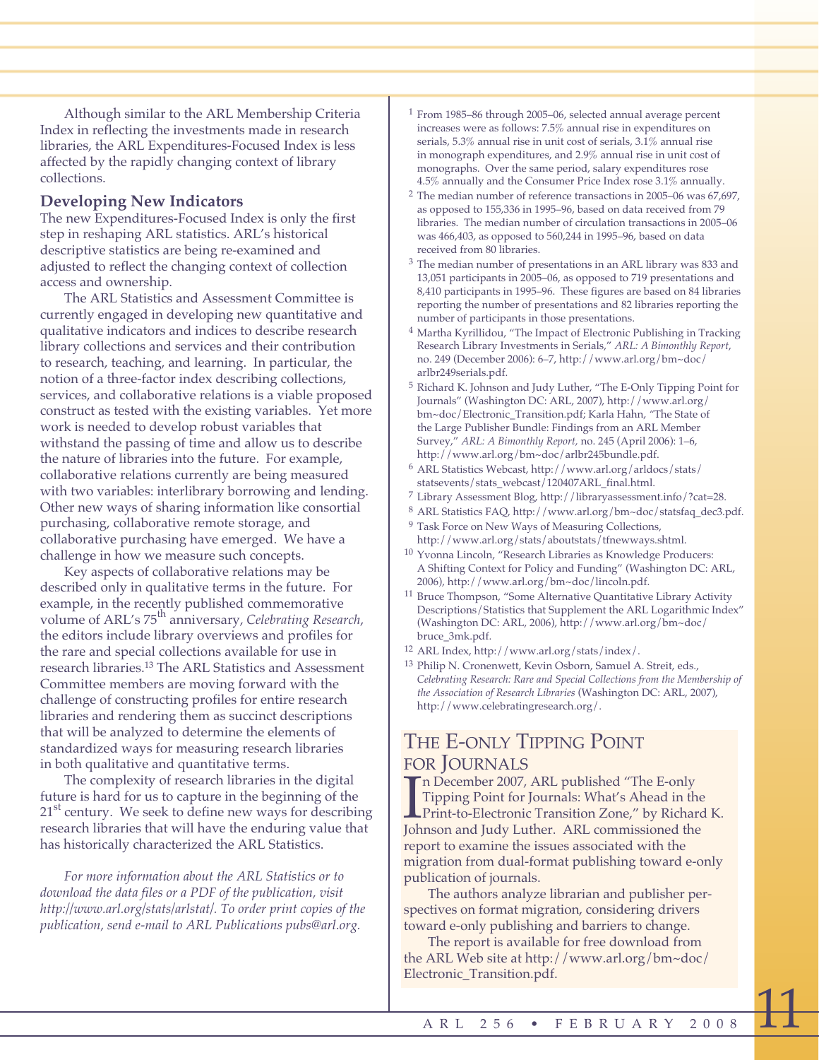Although similar to the ARL Membership Criteria Index in reflecting the investments made in research libraries, the ARL Expenditures-Focused Index is less affected by the rapidly changing context of library collections.

## Developing New Indicators

The new Expenditures-Focused Index is only the first step in reshaping ARL statistics. ARL's historical descriptive statistics are being re-examined and adjusted to reflect the changing context of collection access and ownership.

The ARL Statistics and Assessment Committee is currently engaged in developing new quantitative and qualitative indicators and indices to describe research library collections and services and their contribution to research, teaching, and learning. In particular, the notion of a three-factor index describing collections, services, and collaborative relations is a viable proposed construct as tested with the existing variables. Yet more work is needed to develop robust variables that withstand the passing of time and allow us to describe the nature of libraries into the future. For example, collaborative relations currently are being measured with two variables: interlibrary borrowing and lending. Other new ways of sharing information like consortial purchasing, collaborative remote storage, and collaborative purchasing have emerged. We have a challenge in how we measure such concepts.

Key aspects of collaborative relations may be described only in qualitative terms in the future. For example, in the recently published commemorative volume of ARL's 75th anniversary, *Celebrating Research*, the editors include library overviews and profiles for the rare and special collections available for use in research libraries.[13] The ARL Statistics and Assessment Committee members are moving forward with the challenge of constructing profiles for entire research libraries and rendering them as succinct descriptions that will be analyzed to determine the elements of standardized ways for measuring research libraries in both qualitative and quantitative terms.

The complexity of research libraries in the digital future is hard for us to capture in the beginning of the 21st century. We seek to define new ways for describing research libraries that will have the enduring value that has historically characterized the ARL Statistics.

*For more information about the ARL Statistics or to download the data files or a PDF of the publication, visit http://www.arl.org/stats/arlstat/. To order print copies of the publication, send e-mail to ARL Publications pubs@arl.org.*

---

1. From 1985–86 through 2005–06, selected annual average percent increases were as follows: 7.5% annual rise in expenditures on serials, 5.3% annual rise in unit cost of serials, 3.1% annual rise in monograph expenditures, and 2.9% annual rise in unit cost of monographs. Over the same period, salary expenditures rose 4.5% annually and the Consumer Price Index rose 3.1% annually.
2. The median number of reference transactions in 2005–06 was 67,697, as opposed to 155,336 in 1995–96, based on data received from 79 libraries. The median number of circulation transactions in 2005–06 was 466,403, as opposed to 560,244 in 1995–96, based on data received from 80 libraries.
3. The median number of presentations in an ARL library was 833 and 13,051 participants in 2005–06, as opposed to 719 presentations and 8,410 participants in 1995–96. These figures are based on 84 libraries reporting the number of presentations and 82 libraries reporting the number of participants in those presentations.
4. Martha Kyrillidou, "The Impact of Electronic Publishing in Tracking Research Library Investments in Serials," *ARL: A Bimonthly Report*, no. 249 (December 2006): 6–7, http://www.arl.org/bm~doc/arlbr249serials.pdf.
5. Richard K. Johnson and Judy Luther, "The E-Only Tipping Point for Journals" (Washington DC: ARL, 2007), http://www.arl.org/bm~doc/Electronic_Transition.pdf; Karla Hahn, "The State of the Large Publisher Bundle: Findings from an ARL Member Survey," *ARL: A Bimonthly Report*, no. 245 (April 2006): 1–6, http://www.arl.org/bm~doc/arlbr245bundle.pdf.
6. ARL Statistics Webcast, http://www.arl.org/arldocs/stats/statsevents/stats_webcast/120407ARL_final.html.
7. Library Assessment Blog, http://libraryassessment.info/?cat=28.
8. ARL Statistics FAQ, http://www.arl.org/bm~doc/statsfaq_dec3.pdf.
9. Task Force on New Ways of Measuring Collections, http://www.arl.org/stats/aboutstats/tfnewways.shtml.
10. Yvonna Lincoln, "Research Libraries as Knowledge Producers: A Shifting Context for Policy and Funding" (Washington DC: ARL, 2006), http://www.arl.org/bm~doc/lincoln.pdf.
11. Bruce Thompson, "Some Alternative Quantitative Library Activity Descriptions/Statistics that Supplement the ARL Logarithmic Index" (Washington DC: ARL, 2006), http://www.arl.org/bm~doc/bruce_3mk.pdf.
12. ARL Index, http://www.arl.org/stats/index/.
13. Philip N. Cronenwett, Kevin Osborn, Samuel A. Streit, eds., *Celebrating Research: Rare and Special Collections from the Membership of the Association of Research Libraries* (Washington DC: ARL, 2007), http://www.celebratingresearch.org/.

## The E-only Tipping Point for Journals

In December 2007, ARL published "The E-only Tipping Point for Journals: What's Ahead in the Print-to-Electronic Transition Zone," by Richard K. Johnson and Judy Luther. ARL commissioned the report to examine the issues associated with the migration from dual-format publishing toward e-only publication of journals.

The authors analyze librarian and publisher perspectives on format migration, considering drivers toward e-only publishing and barriers to change.

The report is available for free download from the ARL Web site at http://www.arl.org/bm~doc/Electronic_Transition.pdf.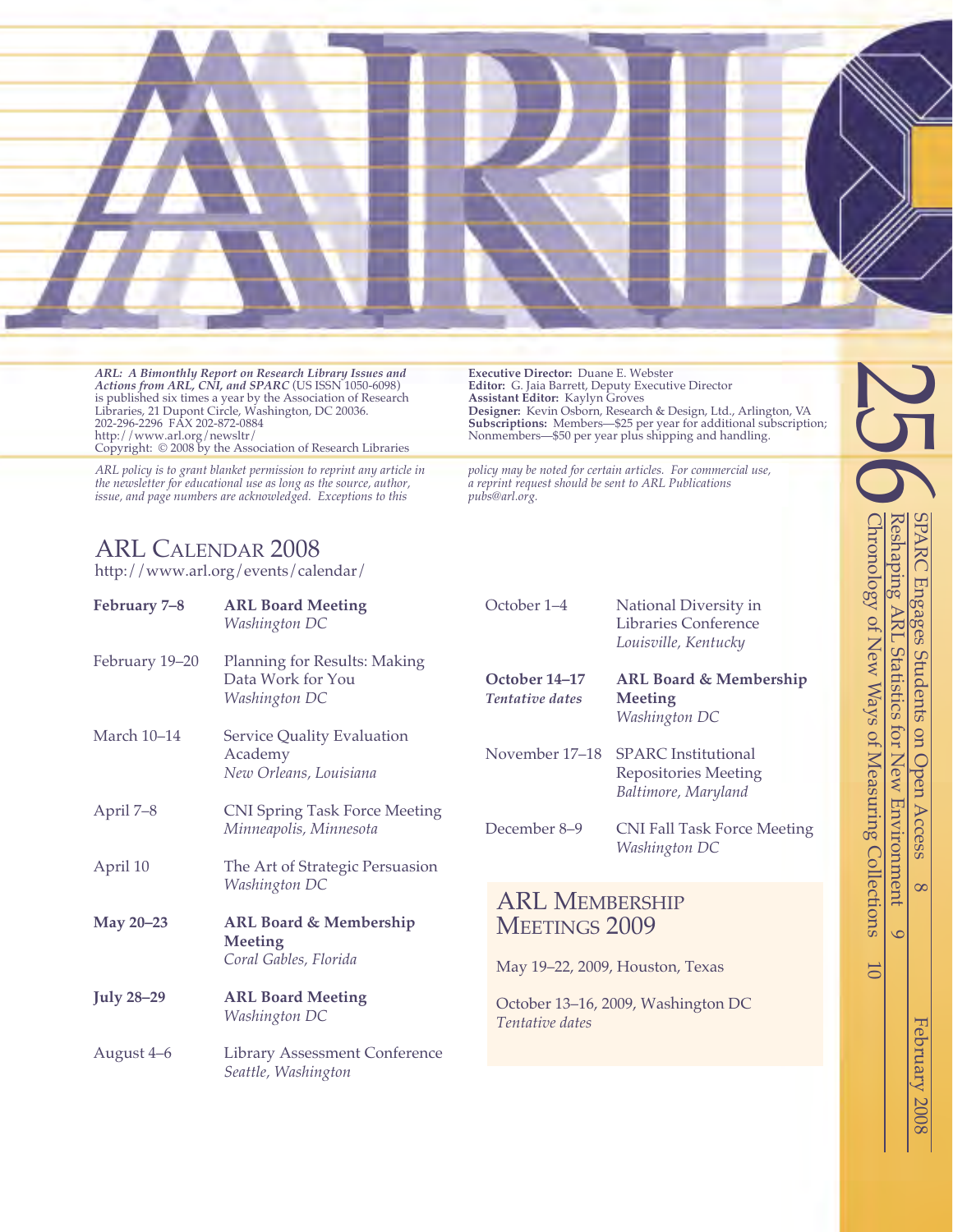*ARL: A Bimonthly Report on Research Library Issues and Actions from ARL, CNI, and SPARC* (US ISSN 1050-6098) is published six times a year by the Association of Research Libraries, 21 Dupont Circle, Washington, DC 20036.
202-296-2296 FAX 202-872-0884
http://www.arl.org/newsltr/
Copyright: © 2008 by the Association of Research Libraries

**Executive Director:** Duane E. Webster
**Editor:** G. Jaia Barrett, Deputy Executive Director
**Assistant Editor:** Kaylyn Groves
**Designer:** Kevin Osborn, Research & Design, Ltd., Arlington, VA
**Subscriptions:** Members—$25 per year for additional subscription; Nonmembers—$50 per year plus shipping and handling.

*ARL policy is to grant blanket permission to reprint any article in the newsletter for educational use as long as the source, author, issue, and page numbers are acknowledged. Exceptions to this policy may be noted for certain articles. For commercial use, a reprint request should be sent to ARL Publications pubs@arl.org.*

256

SPARC Engages Students on Open Access 8
Reshaping ARL Statistics for New Environment 9
Chronology of New Ways of Measuring Collections 10

February 2008

## ARL Calendar 2008

http://www.arl.org/events/calendar/

| | |
|---|---|
| **February 7–8** | **ARL Board Meeting** *Washington DC* |
| February 19–20 | Planning for Results: Making Data Work for You *Washington DC* |
| March 10–14 | Service Quality Evaluation Academy *New Orleans, Louisiana* |
| April 7–8 | CNI Spring Task Force Meeting *Minneapolis, Minnesota* |
| April 10 | The Art of Strategic Persuasion *Washington DC* |
| **May 20–23** | **ARL Board & Membership Meeting** *Coral Gables, Florida* |
| **July 28–29** | **ARL Board Meeting** *Washington DC* |
| August 4–6 | Library Assessment Conference *Seattle, Washington* |
| October 1–4 | National Diversity in Libraries Conference *Louisville, Kentucky* |
| **October 14–17** *Tentative dates* | **ARL Board & Membership Meeting** *Washington DC* |
| November 17–18 | SPARC Institutional Repositories Meeting *Baltimore, Maryland* |
| December 8–9 | CNI Fall Task Force Meeting *Washington DC* |

## ARL Membership Meetings 2009

May 19–22, 2009, Houston, Texas

October 13–16, 2009, Washington DC
*Tentative dates*